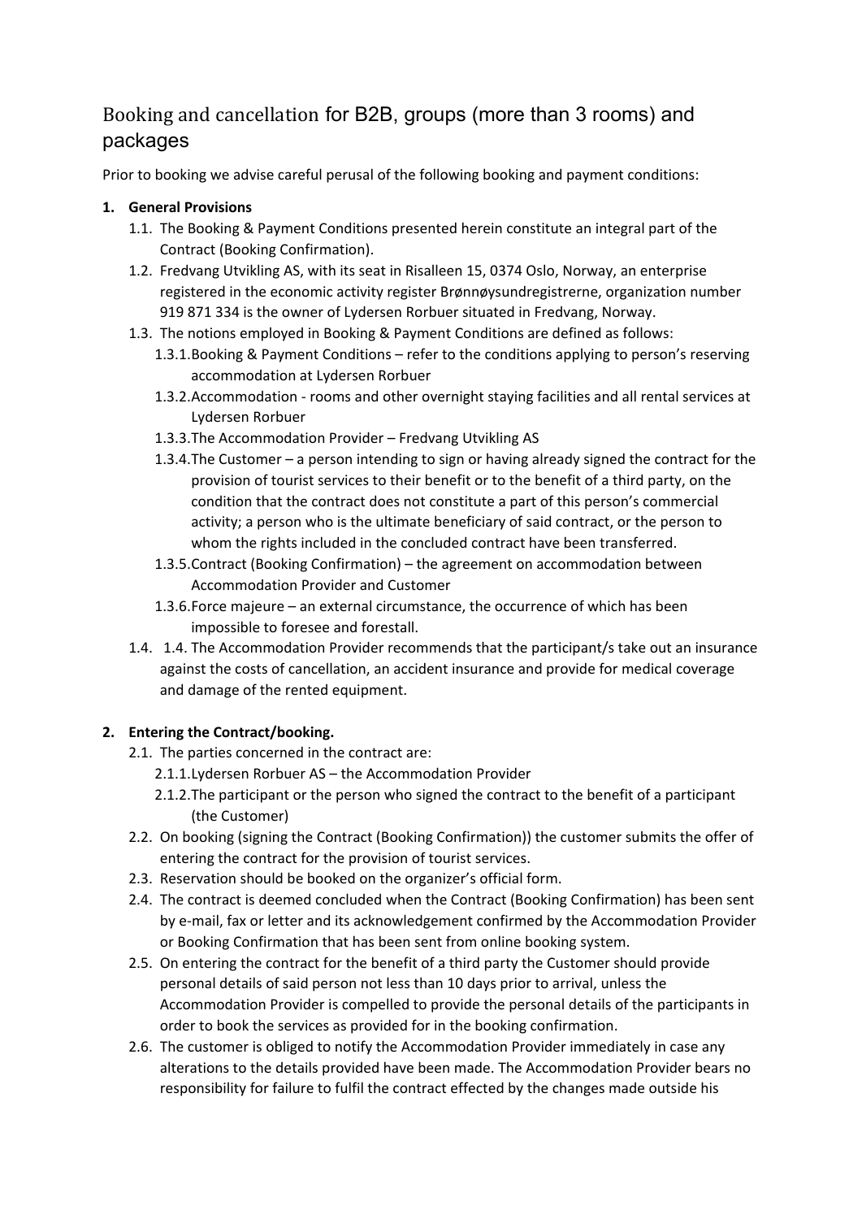# Booking and cancellation for B2B, groups (more than 3 rooms) and packages

Prior to booking we advise careful perusal of the following booking and payment conditions:

1. **General Provisions**
   1.1. The Booking & Payment Conditions presented herein constitute an integral part of the Contract (Booking Confirmation).
   1.2. Fredvang Utvikling AS, with its seat in Risalleen 15, 0374 Oslo, Norway, an enterprise registered in the economic activity register Brønnøysundregistrerne, organization number 919 871 334 is the owner of Lydersen Rorbuer situated in Fredvang, Norway.
   1.3. The notions employed in Booking & Payment Conditions are defined as follows:
      1.3.1. Booking & Payment Conditions – refer to the conditions applying to person's reserving accommodation at Lydersen Rorbuer
      1.3.2. Accommodation - rooms and other overnight staying facilities and all rental services at Lydersen Rorbuer
      1.3.3. The Accommodation Provider – Fredvang Utvikling AS
      1.3.4. The Customer – a person intending to sign or having already signed the contract for the provision of tourist services to their benefit or to the benefit of a third party, on the condition that the contract does not constitute a part of this person's commercial activity; a person who is the ultimate beneficiary of said contract, or the person to whom the rights included in the concluded contract have been transferred.
      1.3.5. Contract (Booking Confirmation) – the agreement on accommodation between Accommodation Provider and Customer
      1.3.6. Force majeure – an external circumstance, the occurrence of which has been impossible to foresee and forestall.
   1.4. 1.4. The Accommodation Provider recommends that the participant/s take out an insurance against the costs of cancellation, an accident insurance and provide for medical coverage and damage of the rented equipment.

2. **Entering the Contract/booking.**
   2.1. The parties concerned in the contract are:
      2.1.1. Lydersen Rorbuer AS – the Accommodation Provider
      2.1.2. The participant or the person who signed the contract to the benefit of a participant (the Customer)
   2.2. On booking (signing the Contract (Booking Confirmation)) the customer submits the offer of entering the contract for the provision of tourist services.
   2.3. Reservation should be booked on the organizer's official form.
   2.4. The contract is deemed concluded when the Contract (Booking Confirmation) has been sent by e-mail, fax or letter and its acknowledgement confirmed by the Accommodation Provider or Booking Confirmation that has been sent from online booking system.
   2.5. On entering the contract for the benefit of a third party the Customer should provide personal details of said person not less than 10 days prior to arrival, unless the Accommodation Provider is compelled to provide the personal details of the participants in order to book the services as provided for in the booking confirmation.
   2.6. The customer is obliged to notify the Accommodation Provider immediately in case any alterations to the details provided have been made. The Accommodation Provider bears no responsibility for failure to fulfil the contract effected by the changes made outside his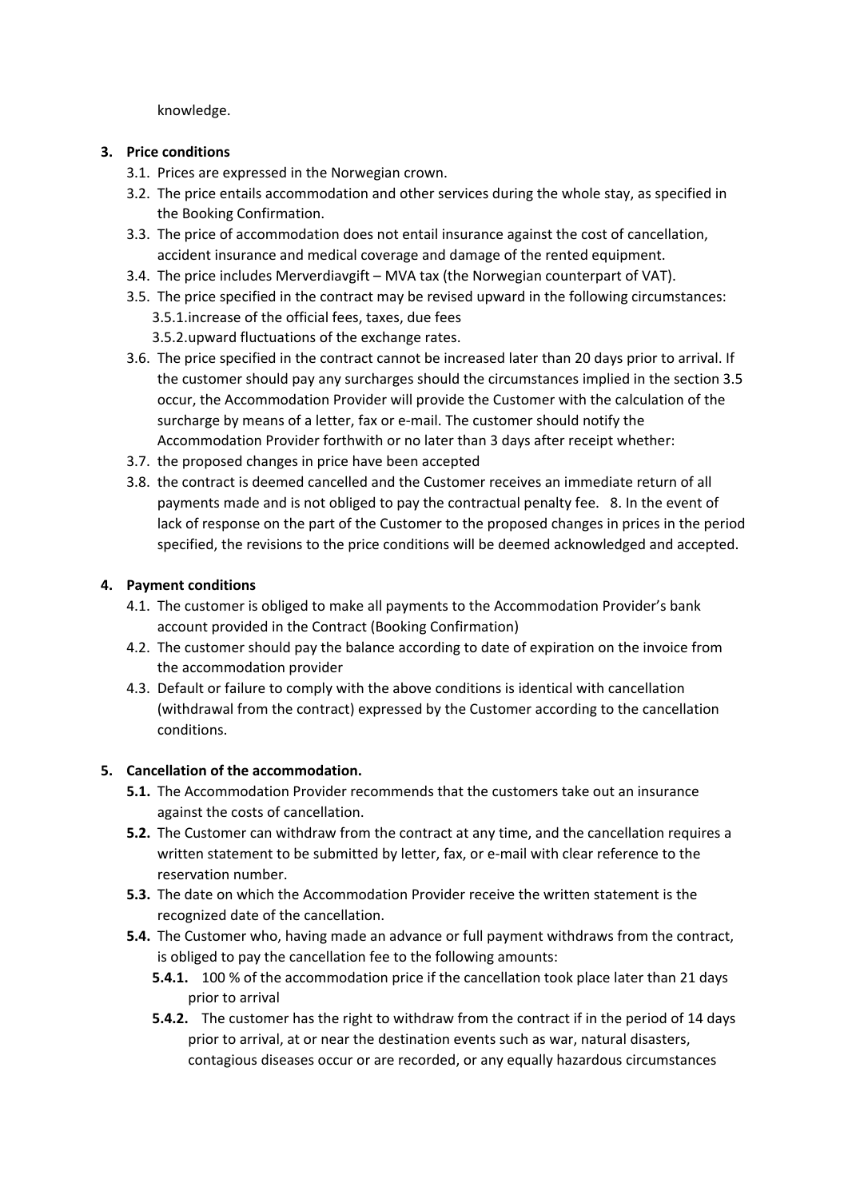knowledge.

3. **Price conditions**
   3.1. Prices are expressed in the Norwegian crown.
   3.2. The price entails accommodation and other services during the whole stay, as specified in the Booking Confirmation.
   3.3. The price of accommodation does not entail insurance against the cost of cancellation, accident insurance and medical coverage and damage of the rented equipment.
   3.4. The price includes Merverdiavgift – MVA tax (the Norwegian counterpart of VAT).
   3.5. The price specified in the contract may be revised upward in the following circumstances:
      3.5.1. increase of the official fees, taxes, due fees
      3.5.2. upward fluctuations of the exchange rates.
   3.6. The price specified in the contract cannot be increased later than 20 days prior to arrival. If the customer should pay any surcharges should the circumstances implied in the section 3.5 occur, the Accommodation Provider will provide the Customer with the calculation of the surcharge by means of a letter, fax or e-mail. The customer should notify the Accommodation Provider forthwith or no later than 3 days after receipt whether:
   3.7. the proposed changes in price have been accepted
   3.8. the contract is deemed cancelled and the Customer receives an immediate return of all payments made and is not obliged to pay the contractual penalty fee. 8. In the event of lack of response on the part of the Customer to the proposed changes in prices in the period specified, the revisions to the price conditions will be deemed acknowledged and accepted.

4. **Payment conditions**
   4.1. The customer is obliged to make all payments to the Accommodation Provider's bank account provided in the Contract (Booking Confirmation)
   4.2. The customer should pay the balance according to date of expiration on the invoice from the accommodation provider
   4.3. Default or failure to comply with the above conditions is identical with cancellation (withdrawal from the contract) expressed by the Customer according to the cancellation conditions.

5. **Cancellation of the accommodation.**
   **5.1.** The Accommodation Provider recommends that the customers take out an insurance against the costs of cancellation.
   **5.2.** The Customer can withdraw from the contract at any time, and the cancellation requires a written statement to be submitted by letter, fax, or e-mail with clear reference to the reservation number.
   **5.3.** The date on which the Accommodation Provider receive the written statement is the recognized date of the cancellation.
   **5.4.** The Customer who, having made an advance or full payment withdraws from the contract, is obliged to pay the cancellation fee to the following amounts:
      **5.4.1.** 100 % of the accommodation price if the cancellation took place later than 21 days prior to arrival
      **5.4.2.** The customer has the right to withdraw from the contract if in the period of 14 days prior to arrival, at or near the destination events such as war, natural disasters, contagious diseases occur or are recorded, or any equally hazardous circumstances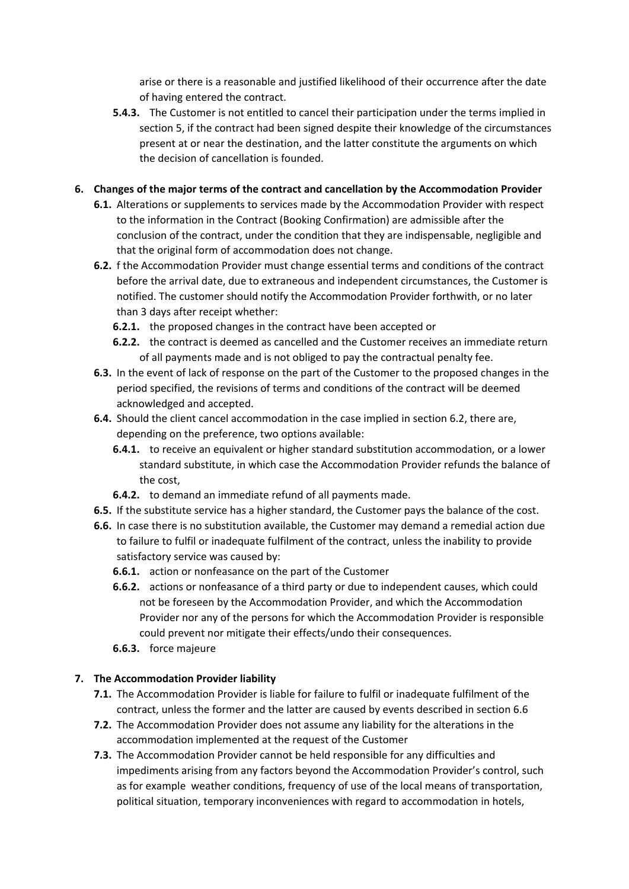arise or there is a reasonable and justified likelihood of their occurrence after the date of having entered the contract.

- **5.4.3.** The Customer is not entitled to cancel their participation under the terms implied in section 5, if the contract had been signed despite their knowledge of the circumstances present at or near the destination, and the latter constitute the arguments on which the decision of cancellation is founded.

**6. Changes of the major terms of the contract and cancellation by the Accommodation Provider**

- **6.1.** Alterations or supplements to services made by the Accommodation Provider with respect to the information in the Contract (Booking Confirmation) are admissible after the conclusion of the contract, under the condition that they are indispensable, negligible and that the original form of accommodation does not change.
- **6.2.** f the Accommodation Provider must change essential terms and conditions of the contract before the arrival date, due to extraneous and independent circumstances, the Customer is notified. The customer should notify the Accommodation Provider forthwith, or no later than 3 days after receipt whether:
  - **6.2.1.** the proposed changes in the contract have been accepted or
  - **6.2.2.** the contract is deemed as cancelled and the Customer receives an immediate return of all payments made and is not obliged to pay the contractual penalty fee.
- **6.3.** In the event of lack of response on the part of the Customer to the proposed changes in the period specified, the revisions of terms and conditions of the contract will be deemed acknowledged and accepted.
- **6.4.** Should the client cancel accommodation in the case implied in section 6.2, there are, depending on the preference, two options available:
  - **6.4.1.** to receive an equivalent or higher standard substitution accommodation, or a lower standard substitute, in which case the Accommodation Provider refunds the balance of the cost,
  - **6.4.2.** to demand an immediate refund of all payments made.
- **6.5.** If the substitute service has a higher standard, the Customer pays the balance of the cost.
- **6.6.** In case there is no substitution available, the Customer may demand a remedial action due to failure to fulfil or inadequate fulfilment of the contract, unless the inability to provide satisfactory service was caused by:
  - **6.6.1.** action or nonfeasance on the part of the Customer
  - **6.6.2.** actions or nonfeasance of a third party or due to independent causes, which could not be foreseen by the Accommodation Provider, and which the Accommodation Provider nor any of the persons for which the Accommodation Provider is responsible could prevent nor mitigate their effects/undo their consequences.
  - **6.6.3.** force majeure

**7. The Accommodation Provider liability**

- **7.1.** The Accommodation Provider is liable for failure to fulfil or inadequate fulfilment of the contract, unless the former and the latter are caused by events described in section 6.6
- **7.2.** The Accommodation Provider does not assume any liability for the alterations in the accommodation implemented at the request of the Customer
- **7.3.** The Accommodation Provider cannot be held responsible for any difficulties and impediments arising from any factors beyond the Accommodation Provider's control, such as for example weather conditions, frequency of use of the local means of transportation, political situation, temporary inconveniences with regard to accommodation in hotels,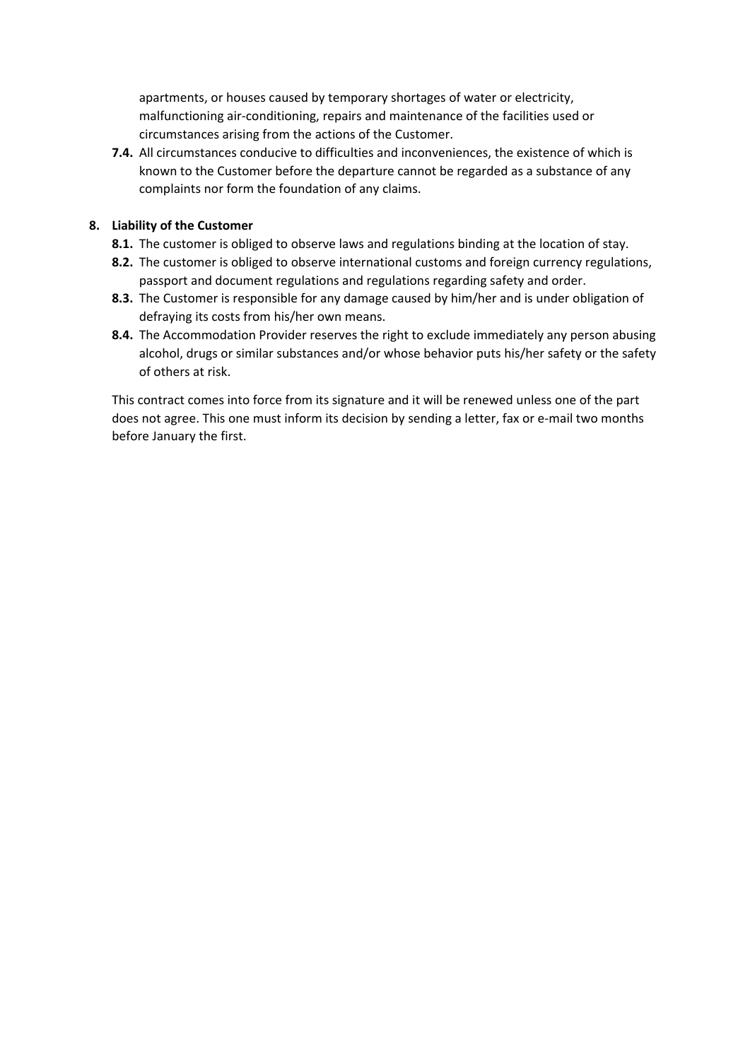apartments, or houses caused by temporary shortages of water or electricity, malfunctioning air-conditioning, repairs and maintenance of the facilities used or circumstances arising from the actions of the Customer.

**7.4.** All circumstances conducive to difficulties and inconveniences, the existence of which is known to the Customer before the departure cannot be regarded as a substance of any complaints nor form the foundation of any claims.

## 8. Liability of the Customer

**8.1.** The customer is obliged to observe laws and regulations binding at the location of stay.

**8.2.** The customer is obliged to observe international customs and foreign currency regulations, passport and document regulations and regulations regarding safety and order.

**8.3.** The Customer is responsible for any damage caused by him/her and is under obligation of defraying its costs from his/her own means.

**8.4.** The Accommodation Provider reserves the right to exclude immediately any person abusing alcohol, drugs or similar substances and/or whose behavior puts his/her safety or the safety of others at risk.

This contract comes into force from its signature and it will be renewed unless one of the part does not agree. This one must inform its decision by sending a letter, fax or e-mail two months before January the first.